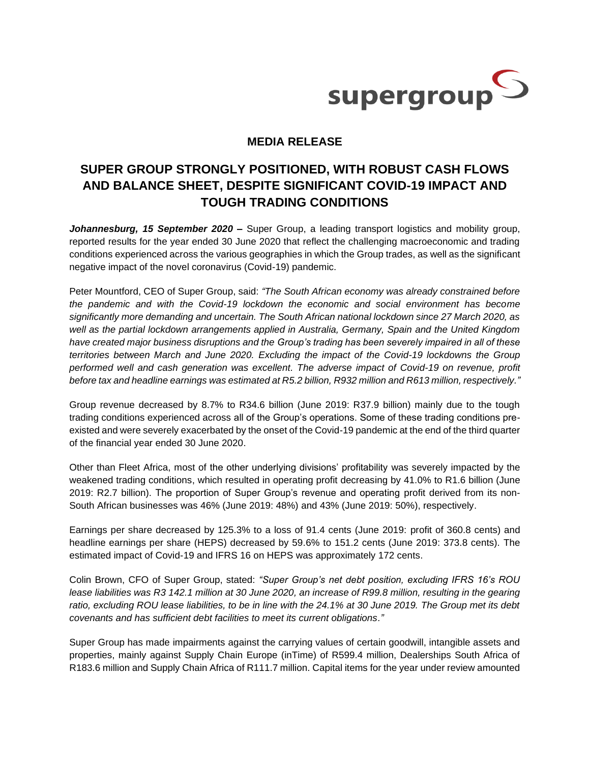supergroup

**MEDIA RELEASE**

# SUPER GROUP STRONGLY POSITIONED, WITH ROBUST CASH FLOWS AND BALANCE SHEET, DESPITE SIGNIFICANT COVID-19 IMPACT AND TOUGH TRADING CONDITIONS

***Johannesburg, 15 September 2020*** **–** Super Group, a leading transport logistics and mobility group, reported results for the year ended 30 June 2020 that reflect the challenging macroeconomic and trading conditions experienced across the various geographies in which the Group trades, as well as the significant negative impact of the novel coronavirus (Covid-19) pandemic.

Peter Mountford, CEO of Super Group, said: *"The South African economy was already constrained before the pandemic and with the Covid-19 lockdown the economic and social environment has become significantly more demanding and uncertain. The South African national lockdown since 27 March 2020, as well as the partial lockdown arrangements applied in Australia, Germany, Spain and the United Kingdom have created major business disruptions and the Group's trading has been severely impaired in all of these territories between March and June 2020. Excluding the impact of the Covid-19 lockdowns the Group performed well and cash generation was excellent. The adverse impact of Covid-19 on revenue, profit before tax and headline earnings was estimated at R5.2 billion, R932 million and R613 million, respectively."*

Group revenue decreased by 8.7% to R34.6 billion (June 2019: R37.9 billion) mainly due to the tough trading conditions experienced across all of the Group's operations. Some of these trading conditions pre-existed and were severely exacerbated by the onset of the Covid-19 pandemic at the end of the third quarter of the financial year ended 30 June 2020.

Other than Fleet Africa, most of the other underlying divisions' profitability was severely impacted by the weakened trading conditions, which resulted in operating profit decreasing by 41.0% to R1.6 billion (June 2019: R2.7 billion). The proportion of Super Group's revenue and operating profit derived from its non-South African businesses was 46% (June 2019: 48%) and 43% (June 2019: 50%), respectively.

Earnings per share decreased by 125.3% to a loss of 91.4 cents (June 2019: profit of 360.8 cents) and headline earnings per share (HEPS) decreased by 59.6% to 151.2 cents (June 2019: 373.8 cents). The estimated impact of Covid-19 and IFRS 16 on HEPS was approximately 172 cents.

Colin Brown, CFO of Super Group, stated: *"Super Group's net debt position, excluding IFRS 16's ROU lease liabilities was R3 142.1 million at 30 June 2020, an increase of R99.8 million, resulting in the gearing ratio, excluding ROU lease liabilities, to be in line with the 24.1% at 30 June 2019. The Group met its debt covenants and has sufficient debt facilities to meet its current obligations."*

Super Group has made impairments against the carrying values of certain goodwill, intangible assets and properties, mainly against Supply Chain Europe (inTime) of R599.4 million, Dealerships South Africa of R183.6 million and Supply Chain Africa of R111.7 million. Capital items for the year under review amounted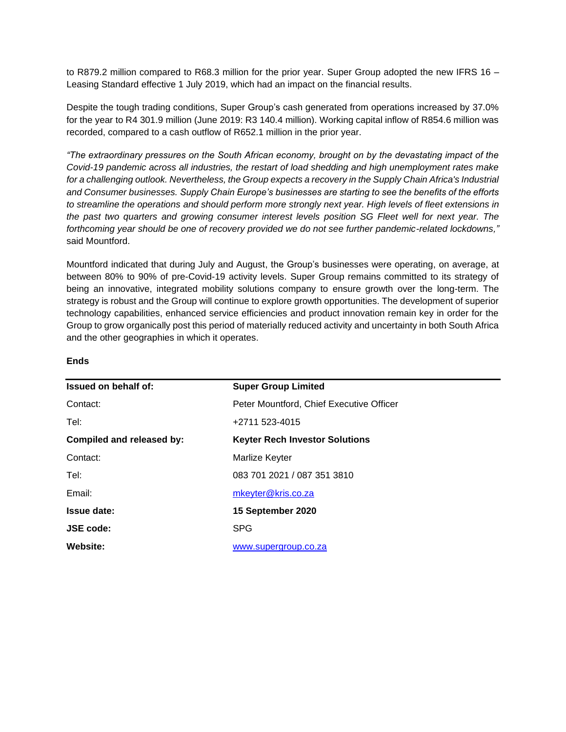to R879.2 million compared to R68.3 million for the prior year. Super Group adopted the new IFRS 16 – Leasing Standard effective 1 July 2019, which had an impact on the financial results.

Despite the tough trading conditions, Super Group's cash generated from operations increased by 37.0% for the year to R4 301.9 million (June 2019: R3 140.4 million). Working capital inflow of R854.6 million was recorded, compared to a cash outflow of R652.1 million in the prior year.

*"The extraordinary pressures on the South African economy, brought on by the devastating impact of the Covid-19 pandemic across all industries, the restart of load shedding and high unemployment rates make for a challenging outlook. Nevertheless, the Group expects a recovery in the Supply Chain Africa's Industrial and Consumer businesses. Supply Chain Europe's businesses are starting to see the benefits of the efforts to streamline the operations and should perform more strongly next year. High levels of fleet extensions in the past two quarters and growing consumer interest levels position SG Fleet well for next year. The forthcoming year should be one of recovery provided we do not see further pandemic-related lockdowns,"* said Mountford.

Mountford indicated that during July and August, the Group's businesses were operating, on average, at between 80% to 90% of pre-Covid-19 activity levels. Super Group remains committed to its strategy of being an innovative, integrated mobility solutions company to ensure growth over the long-term. The strategy is robust and the Group will continue to explore growth opportunities. The development of superior technology capabilities, enhanced service efficiencies and product innovation remain key in order for the Group to grow organically post this period of materially reduced activity and uncertainty in both South Africa and the other geographies in which it operates.

**Ends**

| **Issued on behalf of:** | **Super Group Limited** |
|---|---|
| Contact: | Peter Mountford, Chief Executive Officer |
| Tel: | +2711 523-4015 |
| **Compiled and released by:** | **Keyter Rech Investor Solutions** |
| Contact: | Marlize Keyter |
| Tel: | 083 701 2021 / 087 351 3810 |
| Email: | mkeyter@kris.co.za |
| **Issue date:** | **15 September 2020** |
| **JSE code:** | SPG |
| **Website:** | www.supergroup.co.za |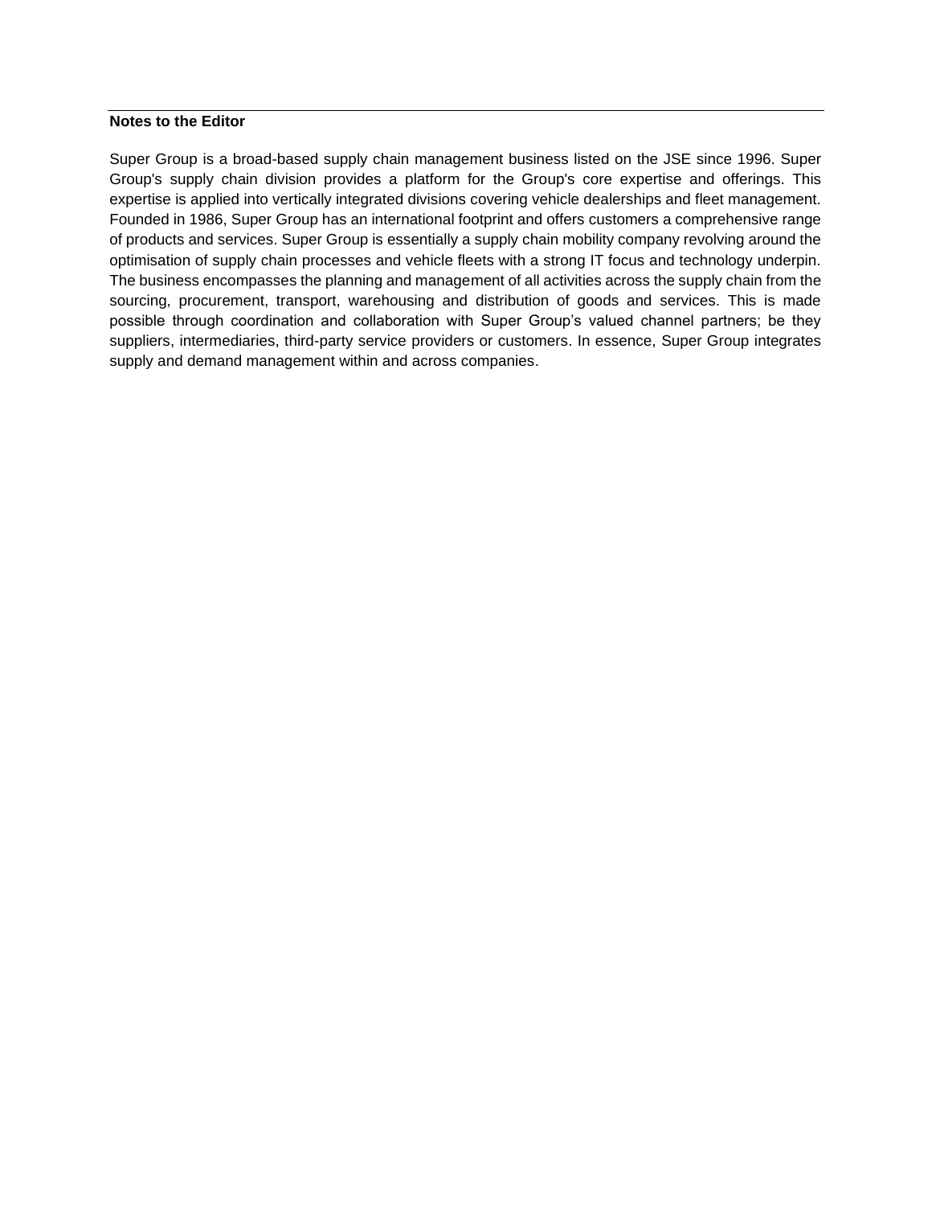**Notes to the Editor**

Super Group is a broad-based supply chain management business listed on the JSE since 1996. Super Group's supply chain division provides a platform for the Group's core expertise and offerings. This expertise is applied into vertically integrated divisions covering vehicle dealerships and fleet management. Founded in 1986, Super Group has an international footprint and offers customers a comprehensive range of products and services. Super Group is essentially a supply chain mobility company revolving around the optimisation of supply chain processes and vehicle fleets with a strong IT focus and technology underpin. The business encompasses the planning and management of all activities across the supply chain from the sourcing, procurement, transport, warehousing and distribution of goods and services. This is made possible through coordination and collaboration with Super Group's valued channel partners; be they suppliers, intermediaries, third-party service providers or customers. In essence, Super Group integrates supply and demand management within and across companies.